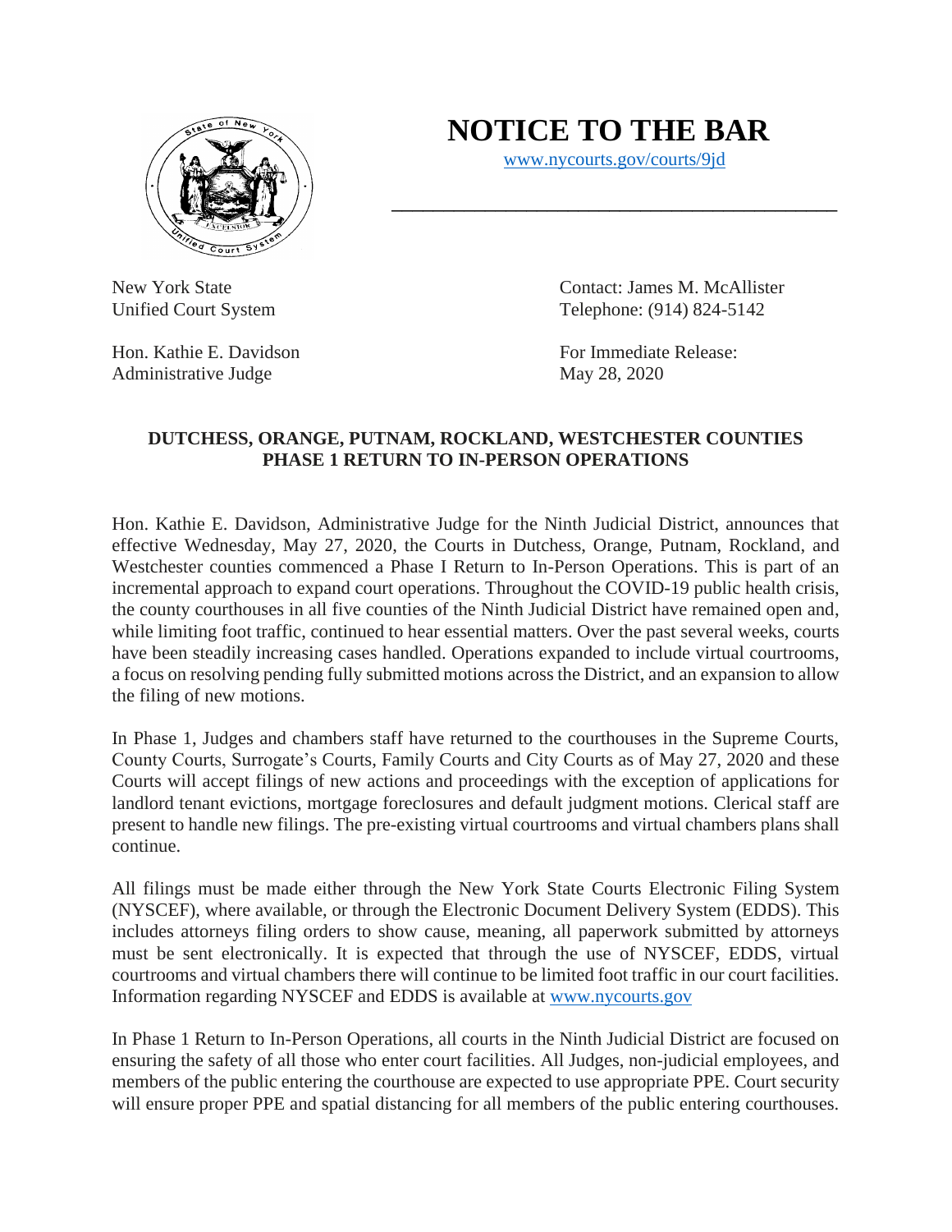# NOTICE TO THE BAR

[www.nycourts.gov/courts/9jd](http://www.nycourts.gov/courts/9jd)

New York State
Unified Court System

Contact: James M. McAllister
Telephone: (914) 824-5142

Hon. Kathie E. Davidson
Administrative Judge

For Immediate Release:
May 28, 2020

**DUTCHESS, ORANGE, PUTNAM, ROCKLAND, WESTCHESTER COUNTIES PHASE 1 RETURN TO IN-PERSON OPERATIONS**

Hon. Kathie E. Davidson, Administrative Judge for the Ninth Judicial District, announces that effective Wednesday, May 27, 2020, the Courts in Dutchess, Orange, Putnam, Rockland, and Westchester counties commenced a Phase I Return to In-Person Operations. This is part of an incremental approach to expand court operations. Throughout the COVID-19 public health crisis, the county courthouses in all five counties of the Ninth Judicial District have remained open and, while limiting foot traffic, continued to hear essential matters. Over the past several weeks, courts have been steadily increasing cases handled. Operations expanded to include virtual courtrooms, a focus on resolving pending fully submitted motions across the District, and an expansion to allow the filing of new motions.

In Phase 1, Judges and chambers staff have returned to the courthouses in the Supreme Courts, County Courts, Surrogate's Courts, Family Courts and City Courts as of May 27, 2020 and these Courts will accept filings of new actions and proceedings with the exception of applications for landlord tenant evictions, mortgage foreclosures and default judgment motions. Clerical staff are present to handle new filings. The pre-existing virtual courtrooms and virtual chambers plans shall continue.

All filings must be made either through the New York State Courts Electronic Filing System (NYSCEF), where available, or through the Electronic Document Delivery System (EDDS). This includes attorneys filing orders to show cause, meaning, all paperwork submitted by attorneys must be sent electronically. It is expected that through the use of NYSCEF, EDDS, virtual courtrooms and virtual chambers there will continue to be limited foot traffic in our court facilities. Information regarding NYSCEF and EDDS is available at [www.nycourts.gov](http://www.nycourts.gov)

In Phase 1 Return to In-Person Operations, all courts in the Ninth Judicial District are focused on ensuring the safety of all those who enter court facilities. All Judges, non-judicial employees, and members of the public entering the courthouse are expected to use appropriate PPE. Court security will ensure proper PPE and spatial distancing for all members of the public entering courthouses.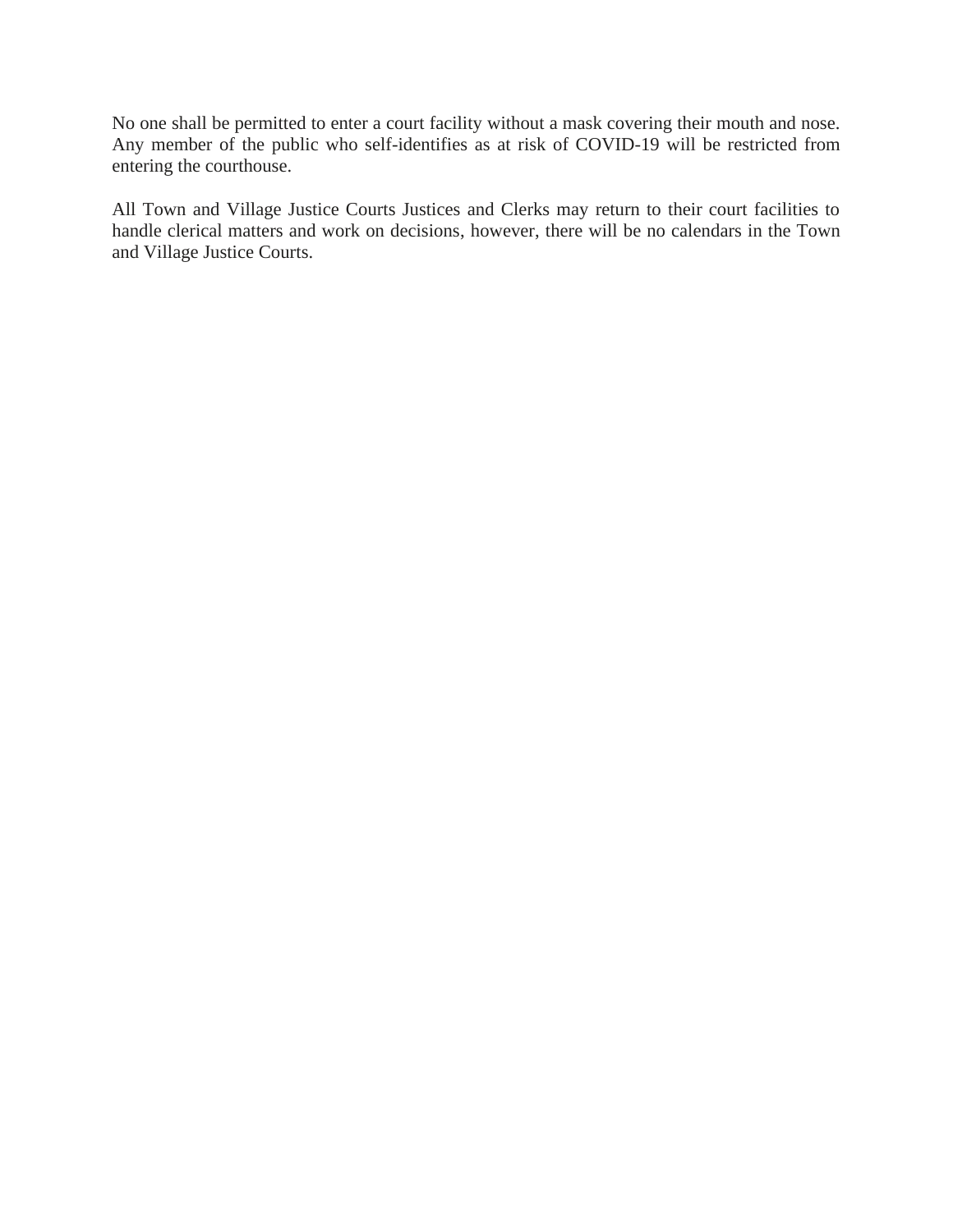No one shall be permitted to enter a court facility without a mask covering their mouth and nose. Any member of the public who self-identifies as at risk of COVID-19 will be restricted from entering the courthouse.

All Town and Village Justice Courts Justices and Clerks may return to their court facilities to handle clerical matters and work on decisions, however, there will be no calendars in the Town and Village Justice Courts.